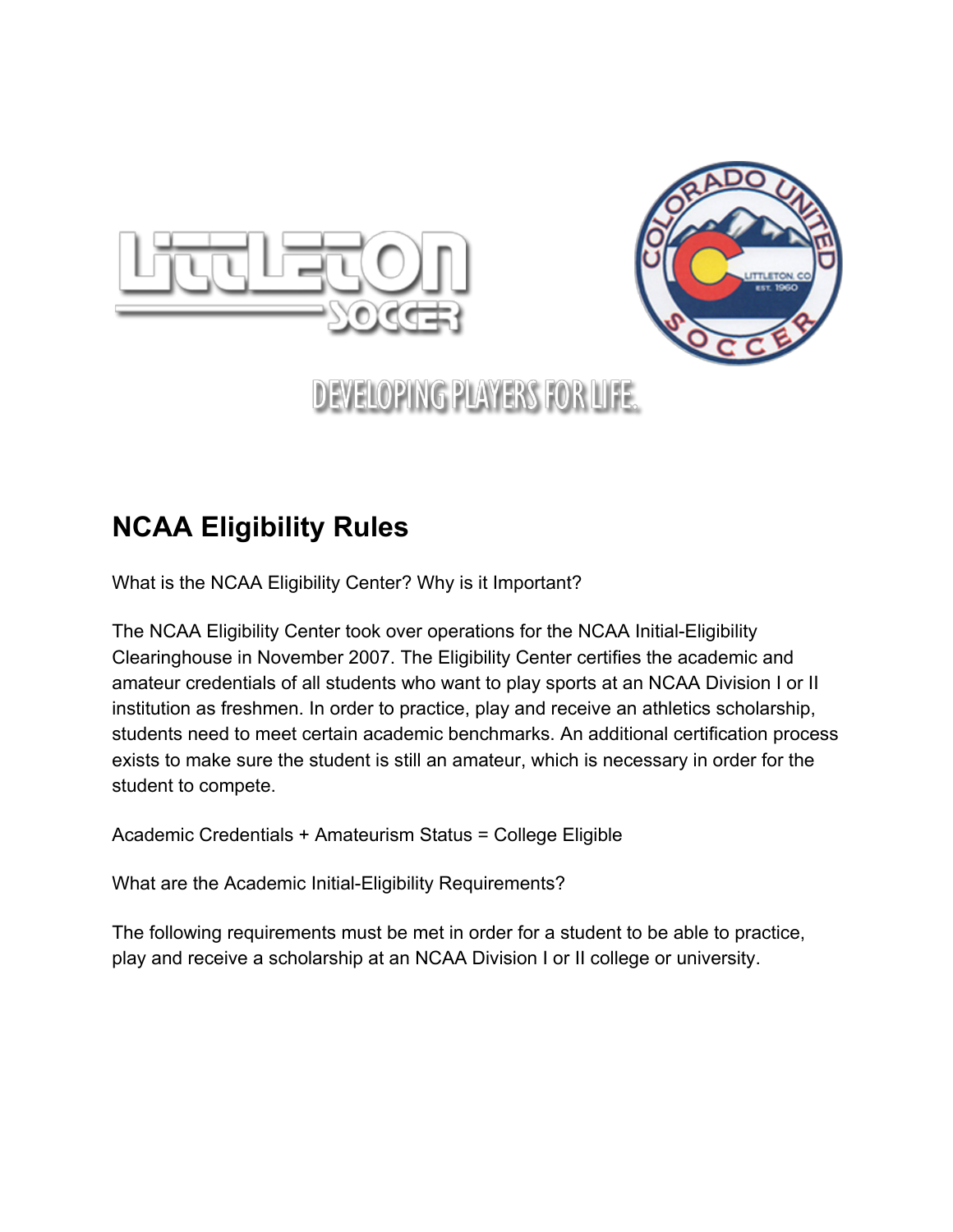# NCAA Eligibility Rules

What is the NCAA Eligibility Center? Why is it Important?

The NCAA Eligibility Center took over operations for the NCAA Initial-Eligibility Clearinghouse in November 2007. The Eligibility Center certifies the academic and amateur credentials of all students who want to play sports at an NCAA Division I or II institution as freshmen. In order to practice, play and receive an athletics scholarship, students need to meet certain academic benchmarks. An additional certification process exists to make sure the student is still an amateur, which is necessary in order for the student to compete.

Academic Credentials + Amateurism Status = College Eligible

What are the Academic Initial-Eligibility Requirements?

The following requirements must be met in order for a student to be able to practice, play and receive a scholarship at an NCAA Division I or II college or university.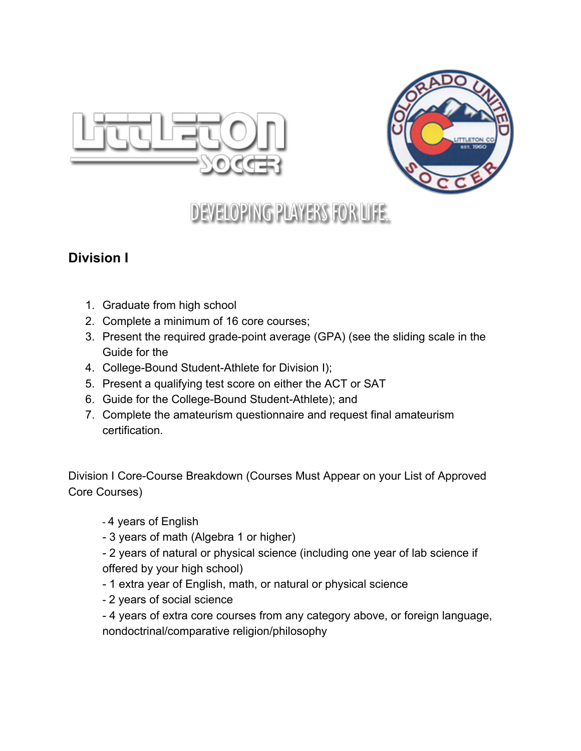LITTLETON SOCCER

COLORADO UNITED SOCCER — LITTLETON, CO — EST. 1960

DEVELOPING PLAYERS FOR LIFE.

## Division I

1. Graduate from high school
2. Complete a minimum of 16 core courses;
3. Present the required grade-point average (GPA) (see the sliding scale in the Guide for the
4. College-Bound Student-Athlete for Division I);
5. Present a qualifying test score on either the ACT or SAT
6. Guide for the College-Bound Student-Athlete); and
7. Complete the amateurism questionnaire and request final amateurism certification.

Division I Core-Course Breakdown (Courses Must Appear on your List of Approved Core Courses)

- 4 years of English
- 3 years of math (Algebra 1 or higher)
- 2 years of natural or physical science (including one year of lab science if offered by your high school)
- 1 extra year of English, math, or natural or physical science
- 2 years of social science
- 4 years of extra core courses from any category above, or foreign language, nondoctrinal/comparative religion/philosophy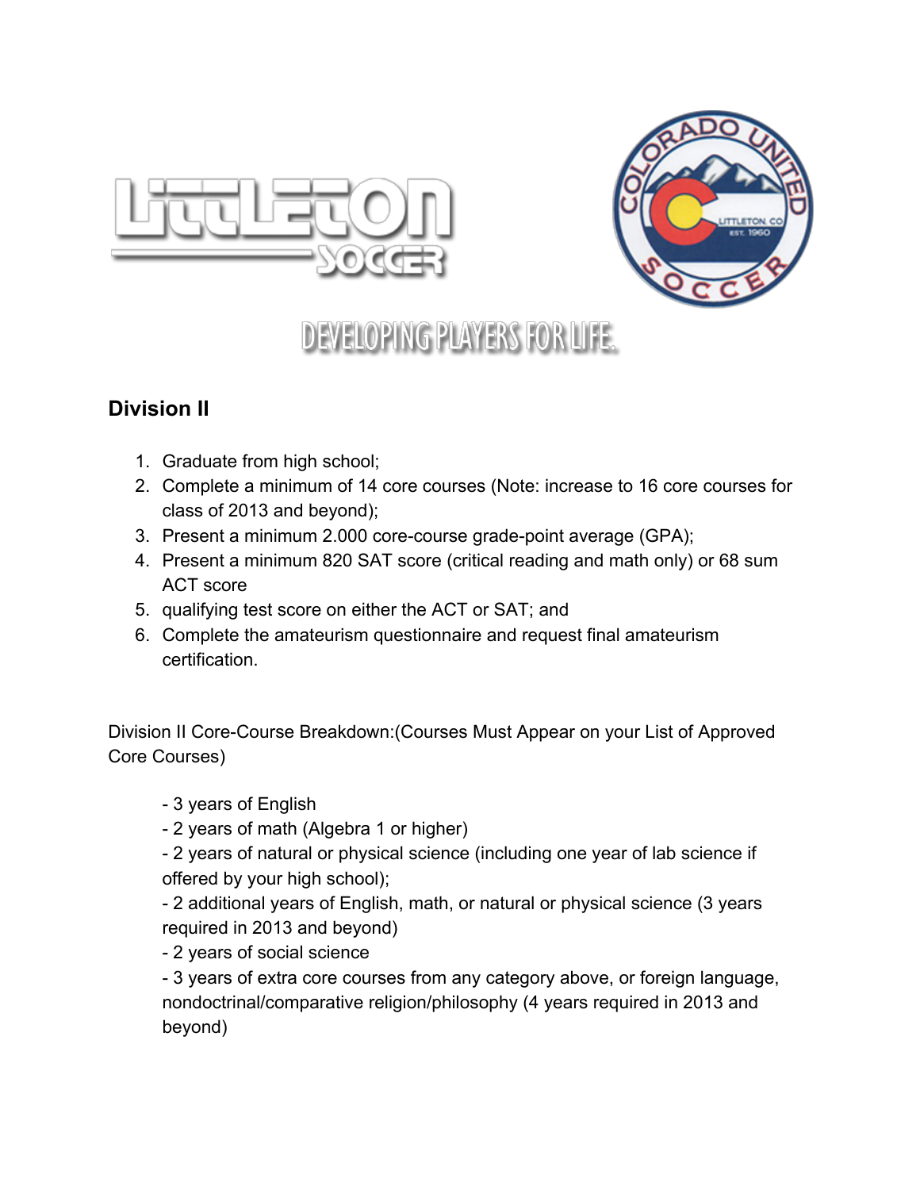DEVELOPING PLAYERS FOR LIFE.

## Division II

1. Graduate from high school;
2. Complete a minimum of 14 core courses (Note: increase to 16 core courses for class of 2013 and beyond);
3. Present a minimum 2.000 core-course grade-point average (GPA);
4. Present a minimum 820 SAT score (critical reading and math only) or 68 sum ACT score
5. qualifying test score on either the ACT or SAT; and
6. Complete the amateurism questionnaire and request final amateurism certification.

Division II Core-Course Breakdown:(Courses Must Appear on your List of Approved Core Courses)

- 3 years of English
- 2 years of math (Algebra 1 or higher)
- 2 years of natural or physical science (including one year of lab science if offered by your high school);
- 2 additional years of English, math, or natural or physical science (3 years required in 2013 and beyond)
- 2 years of social science
- 3 years of extra core courses from any category above, or foreign language, nondoctrinal/comparative religion/philosophy (4 years required in 2013 and beyond)